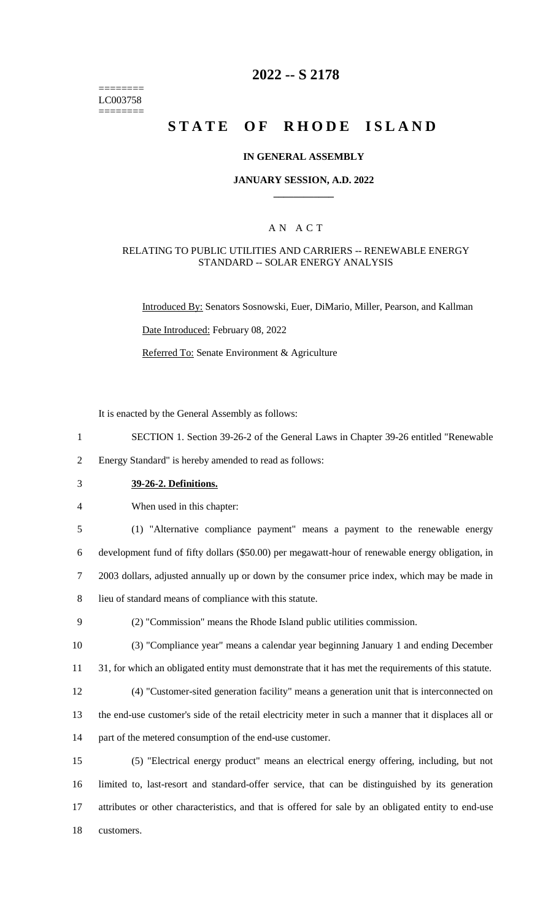========
LC003758
========

# 2022 -- S 2178

# STATE OF RHODE ISLAND

## IN GENERAL ASSEMBLY

### JANUARY SESSION, A.D. 2022

---

### A N A C T

#### RELATING TO PUBLIC UTILITIES AND CARRIERS -- RENEWABLE ENERGY STANDARD -- SOLAR ENERGY ANALYSIS

Introduced By: Senators Sosnowski, Euer, DiMario, Miller, Pearson, and Kallman

Date Introduced: February 08, 2022

Referred To: Senate Environment & Agriculture

It is enacted by the General Assembly as follows:

1 SECTION 1. Section 39-26-2 of the General Laws in Chapter 39-26 entitled "Renewable
2 Energy Standard" is hereby amended to read as follows:

3 **39-26-2. Definitions.**

4 When used in this chapter:

5 (1) "Alternative compliance payment" means a payment to the renewable energy
6 development fund of fifty dollars ($50.00) per megawatt-hour of renewable energy obligation, in
7 2003 dollars, adjusted annually up or down by the consumer price index, which may be made in
8 lieu of standard means of compliance with this statute.

9 (2) "Commission" means the Rhode Island public utilities commission.

10 (3) "Compliance year" means a calendar year beginning January 1 and ending December
11 31, for which an obligated entity must demonstrate that it has met the requirements of this statute.

12 (4) "Customer-sited generation facility" means a generation unit that is interconnected on
13 the end-use customer's side of the retail electricity meter in such a manner that it displaces all or
14 part of the metered consumption of the end-use customer.

15 (5) "Electrical energy product" means an electrical energy offering, including, but not
16 limited to, last-resort and standard-offer service, that can be distinguished by its generation
17 attributes or other characteristics, and that is offered for sale by an obligated entity to end-use
18 customers.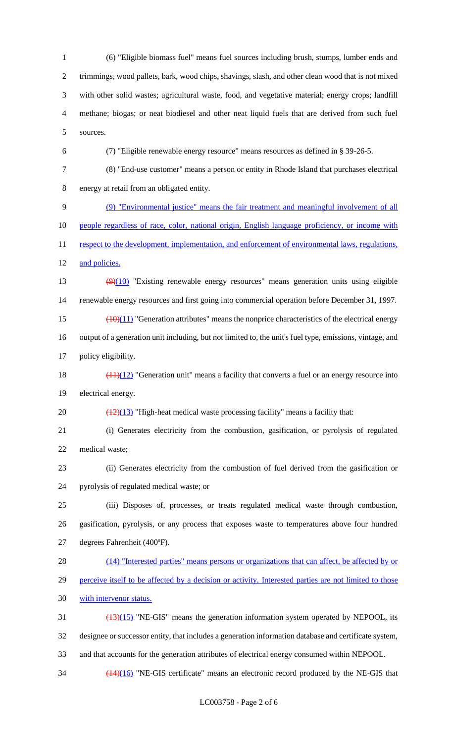(6) "Eligible biomass fuel" means fuel sources including brush, stumps, lumber ends and trimmings, wood pallets, bark, wood chips, shavings, slash, and other clean wood that is not mixed with other solid wastes; agricultural waste, food, and vegetative material; energy crops; landfill methane; biogas; or neat biodiesel and other neat liquid fuels that are derived from such fuel sources.

(7) "Eligible renewable energy resource" means resources as defined in § 39-26-5.

(8) "End-use customer" means a person or entity in Rhode Island that purchases electrical energy at retail from an obligated entity.

(9) "Environmental justice" means the fair treatment and meaningful involvement of all people regardless of race, color, national origin, English language proficiency, or income with respect to the development, implementation, and enforcement of environmental laws, regulations, and policies.

~~(9)~~(10) "Existing renewable energy resources" means generation units using eligible renewable energy resources and first going into commercial operation before December 31, 1997.

~~(10)~~(11) "Generation attributes" means the nonprice characteristics of the electrical energy output of a generation unit including, but not limited to, the unit's fuel type, emissions, vintage, and policy eligibility.

~~(11)~~(12) "Generation unit" means a facility that converts a fuel or an energy resource into electrical energy.

~~(12)~~(13) "High-heat medical waste processing facility" means a facility that:

(i) Generates electricity from the combustion, gasification, or pyrolysis of regulated medical waste;

(ii) Generates electricity from the combustion of fuel derived from the gasification or pyrolysis of regulated medical waste; or

(iii) Disposes of, processes, or treats regulated medical waste through combustion, gasification, pyrolysis, or any process that exposes waste to temperatures above four hundred degrees Fahrenheit (400ºF).

(14) "Interested parties" means persons or organizations that can affect, be affected by or perceive itself to be affected by a decision or activity. Interested parties are not limited to those with intervenor status.

~~(13)~~(15) "NE-GIS" means the generation information system operated by NEPOOL, its designee or successor entity, that includes a generation information database and certificate system, and that accounts for the generation attributes of electrical energy consumed within NEPOOL.

~~(14)~~(16) "NE-GIS certificate" means an electronic record produced by the NE-GIS that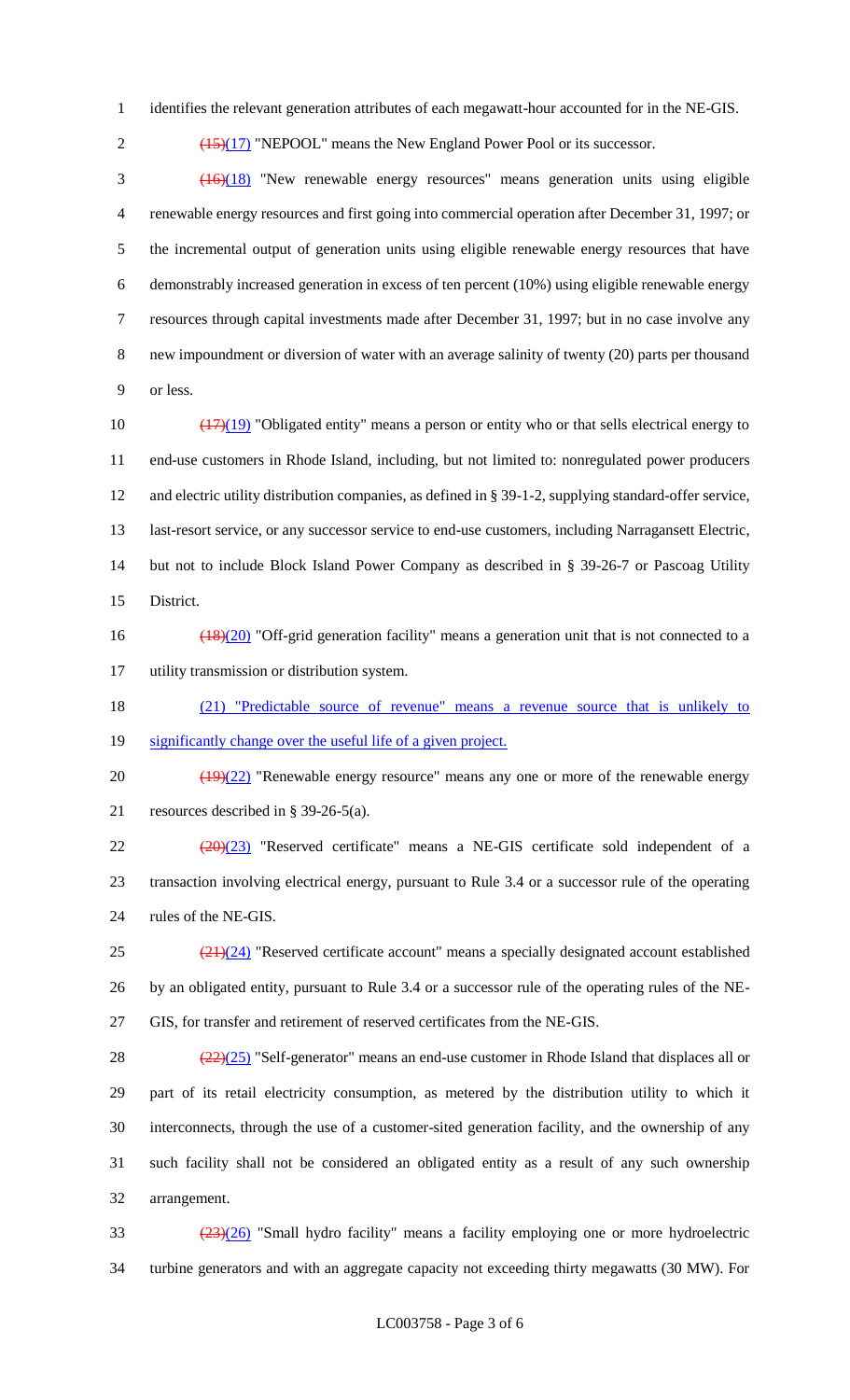identifies the relevant generation attributes of each megawatt-hour accounted for in the NE-GIS.

~~(15)~~(17) "NEPOOL" means the New England Power Pool or its successor.

~~(16)~~(18) "New renewable energy resources" means generation units using eligible renewable energy resources and first going into commercial operation after December 31, 1997; or the incremental output of generation units using eligible renewable energy resources that have demonstrably increased generation in excess of ten percent (10%) using eligible renewable energy resources through capital investments made after December 31, 1997; but in no case involve any new impoundment or diversion of water with an average salinity of twenty (20) parts per thousand or less.

~~(17)~~(19) "Obligated entity" means a person or entity who or that sells electrical energy to end-use customers in Rhode Island, including, but not limited to: nonregulated power producers and electric utility distribution companies, as defined in § 39-1-2, supplying standard-offer service, last-resort service, or any successor service to end-use customers, including Narragansett Electric, but not to include Block Island Power Company as described in § 39-26-7 or Pascoag Utility District.

~~(18)~~(20) "Off-grid generation facility" means a generation unit that is not connected to a utility transmission or distribution system.

(21) "Predictable source of revenue" means a revenue source that is unlikely to significantly change over the useful life of a given project.

~~(19)~~(22) "Renewable energy resource" means any one or more of the renewable energy resources described in § 39-26-5(a).

~~(20)~~(23) "Reserved certificate" means a NE-GIS certificate sold independent of a transaction involving electrical energy, pursuant to Rule 3.4 or a successor rule of the operating rules of the NE-GIS.

~~(21)~~(24) "Reserved certificate account" means a specially designated account established by an obligated entity, pursuant to Rule 3.4 or a successor rule of the operating rules of the NE-GIS, for transfer and retirement of reserved certificates from the NE-GIS.

~~(22)~~(25) "Self-generator" means an end-use customer in Rhode Island that displaces all or part of its retail electricity consumption, as metered by the distribution utility to which it interconnects, through the use of a customer-sited generation facility, and the ownership of any such facility shall not be considered an obligated entity as a result of any such ownership arrangement.

~~(23)~~(26) "Small hydro facility" means a facility employing one or more hydroelectric turbine generators and with an aggregate capacity not exceeding thirty megawatts (30 MW). For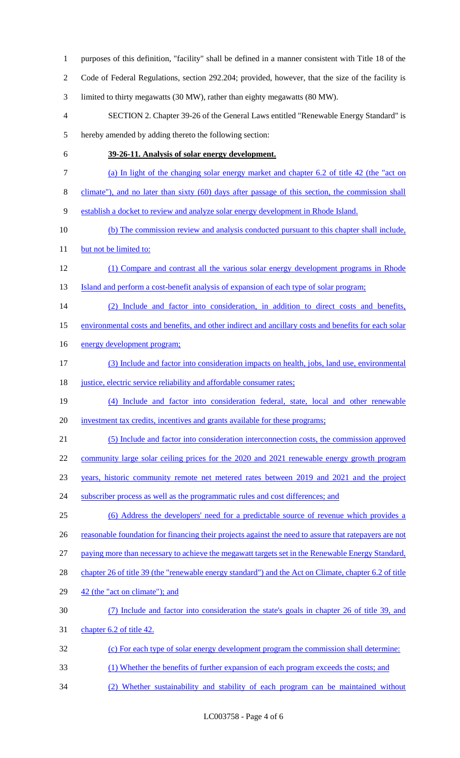purposes of this definition, "facility" shall be defined in a manner consistent with Title 18 of the Code of Federal Regulations, section 292.204; provided, however, that the size of the facility is limited to thirty megawatts (30 MW), rather than eighty megawatts (80 MW).

SECTION 2. Chapter 39-26 of the General Laws entitled "Renewable Energy Standard" is hereby amended by adding thereto the following section:

**39-26-11. Analysis of solar energy development.**

(a) In light of the changing solar energy market and chapter 6.2 of title 42 (the "act on climate"), and no later than sixty (60) days after passage of this section, the commission shall establish a docket to review and analyze solar energy development in Rhode Island.

(b) The commission review and analysis conducted pursuant to this chapter shall include, but not be limited to:

(1) Compare and contrast all the various solar energy development programs in Rhode Island and perform a cost-benefit analysis of expansion of each type of solar program;

(2) Include and factor into consideration, in addition to direct costs and benefits, environmental costs and benefits, and other indirect and ancillary costs and benefits for each solar energy development program;

(3) Include and factor into consideration impacts on health, jobs, land use, environmental justice, electric service reliability and affordable consumer rates;

(4) Include and factor into consideration federal, state, local and other renewable investment tax credits, incentives and grants available for these programs;

(5) Include and factor into consideration interconnection costs, the commission approved community large solar ceiling prices for the 2020 and 2021 renewable energy growth program years, historic community remote net metered rates between 2019 and 2021 and the project subscriber process as well as the programmatic rules and cost differences; and

(6) Address the developers' need for a predictable source of revenue which provides a reasonable foundation for financing their projects against the need to assure that ratepayers are not paying more than necessary to achieve the megawatt targets set in the Renewable Energy Standard, chapter 26 of title 39 (the "renewable energy standard") and the Act on Climate, chapter 6.2 of title 42 (the "act on climate"); and

(7) Include and factor into consideration the state's goals in chapter 26 of title 39, and chapter 6.2 of title 42.

(c) For each type of solar energy development program the commission shall determine:

(1) Whether the benefits of further expansion of each program exceeds the costs; and

(2) Whether sustainability and stability of each program can be maintained without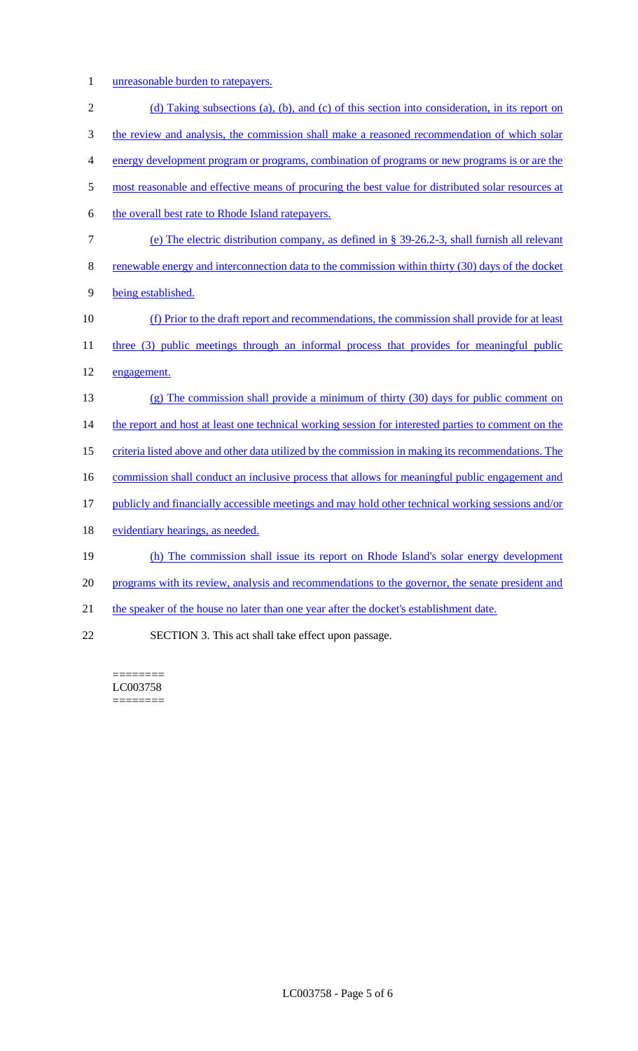unreasonable burden to ratepayers.

(d) Taking subsections (a), (b), and (c) of this section into consideration, in its report on the review and analysis, the commission shall make a reasoned recommendation of which solar energy development program or programs, combination of programs or new programs is or are the most reasonable and effective means of procuring the best value for distributed solar resources at the overall best rate to Rhode Island ratepayers.

(e) The electric distribution company, as defined in § 39-26.2-3, shall furnish all relevant renewable energy and interconnection data to the commission within thirty (30) days of the docket being established.

(f) Prior to the draft report and recommendations, the commission shall provide for at least three (3) public meetings through an informal process that provides for meaningful public engagement.

(g) The commission shall provide a minimum of thirty (30) days for public comment on the report and host at least one technical working session for interested parties to comment on the criteria listed above and other data utilized by the commission in making its recommendations. The commission shall conduct an inclusive process that allows for meaningful public engagement and publicly and financially accessible meetings and may hold other technical working sessions and/or evidentiary hearings, as needed.

(h) The commission shall issue its report on Rhode Island's solar energy development programs with its review, analysis and recommendations to the governor, the senate president and the speaker of the house no later than one year after the docket's establishment date.

SECTION 3. This act shall take effect upon passage.

========
LC003758
========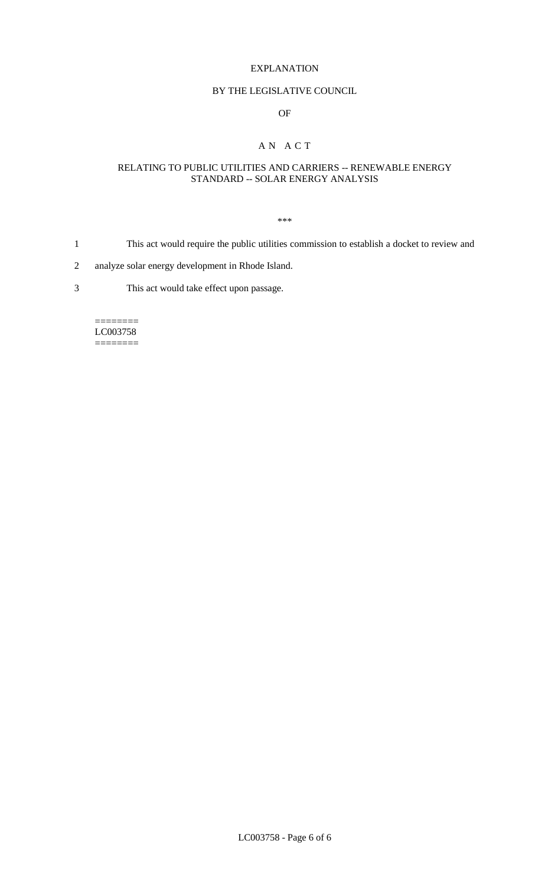EXPLANATION

BY THE LEGISLATIVE COUNCIL

OF

A N A C T

RELATING TO PUBLIC UTILITIES AND CARRIERS -- RENEWABLE ENERGY STANDARD -- SOLAR ENERGY ANALYSIS

\*\*\*

1 This act would require the public utilities commission to establish a docket to review and

2 analyze solar energy development in Rhode Island.

3 This act would take effect upon passage.

========
LC003758
========